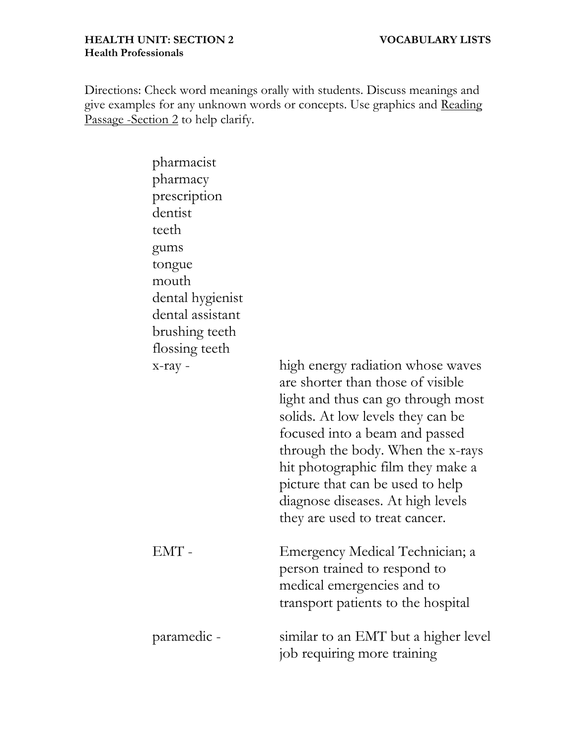**HEALTH UNIT: SECTION 2** **VOCABULARY LISTS**
**Health Professionals**

Directions: Check word meanings orally with students. Discuss meanings and give examples for any unknown words or concepts. Use graphics and Reading Passage -Section 2 to help clarify.

pharmacist
pharmacy
prescription
dentist
teeth
gums
tongue
mouth
dental hygienist
dental assistant
brushing teeth
flossing teeth

| | |
|---|---|
| x-ray - | high energy radiation whose waves are shorter than those of visible light and thus can go through most solids. At low levels they can be focused into a beam and passed through the body. When the x-rays hit photographic film they make a picture that can be used to help diagnose diseases. At high levels they are used to treat cancer. |
| EMT - | Emergency Medical Technician; a person trained to respond to medical emergencies and to transport patients to the hospital |
| paramedic - | similar to an EMT but a higher level job requiring more training |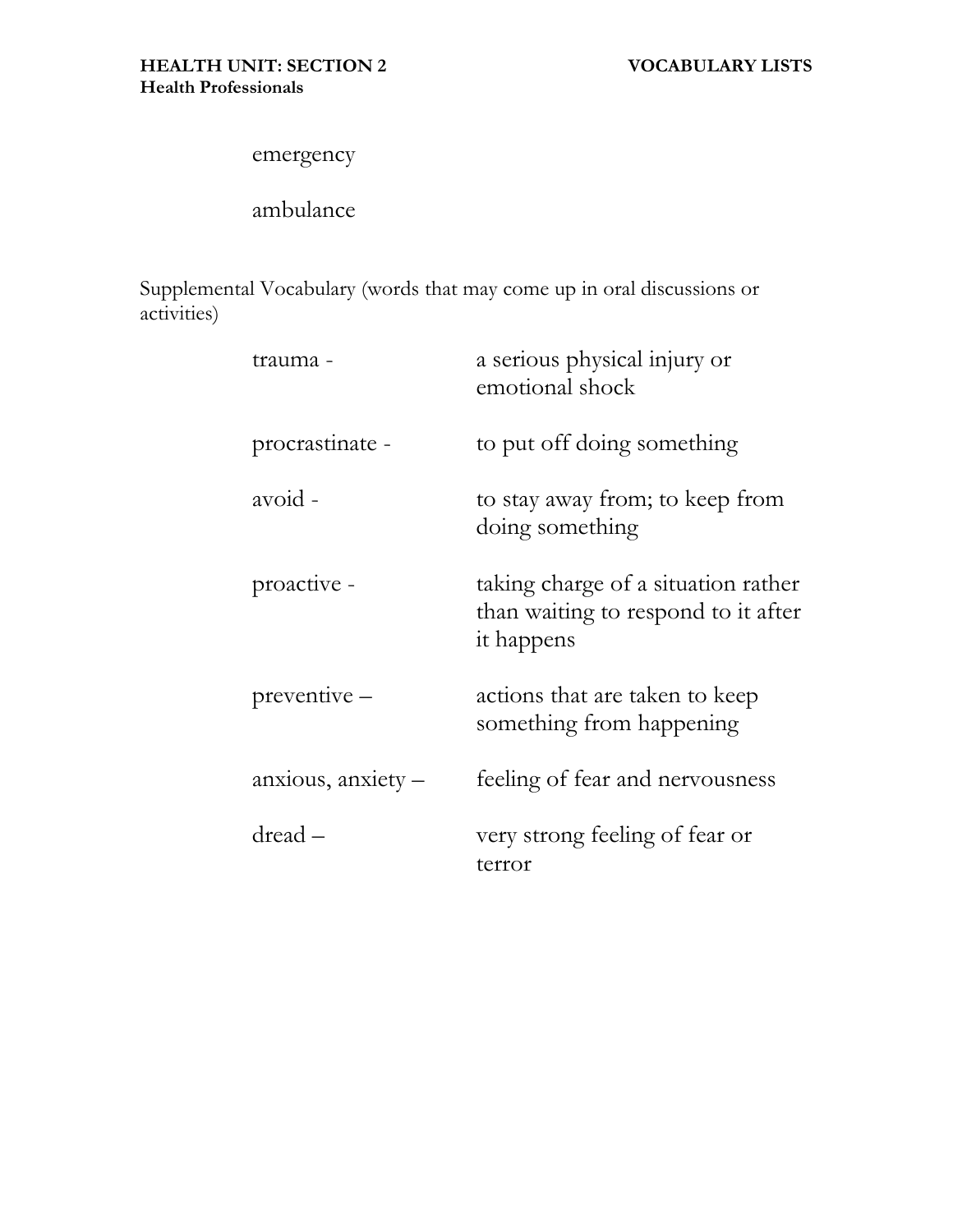emergency

ambulance

Supplemental Vocabulary (words that may come up in oral discussions or activities)

| | |
|---|---|
| trauma - | a serious physical injury or emotional shock |
| procrastinate - | to put off doing something |
| avoid - | to stay away from; to keep from doing something |
| proactive - | taking charge of a situation rather than waiting to respond to it after it happens |
| preventive – | actions that are taken to keep something from happening |
| anxious, anxiety – | feeling of fear and nervousness |
| dread – | very strong feeling of fear or terror |